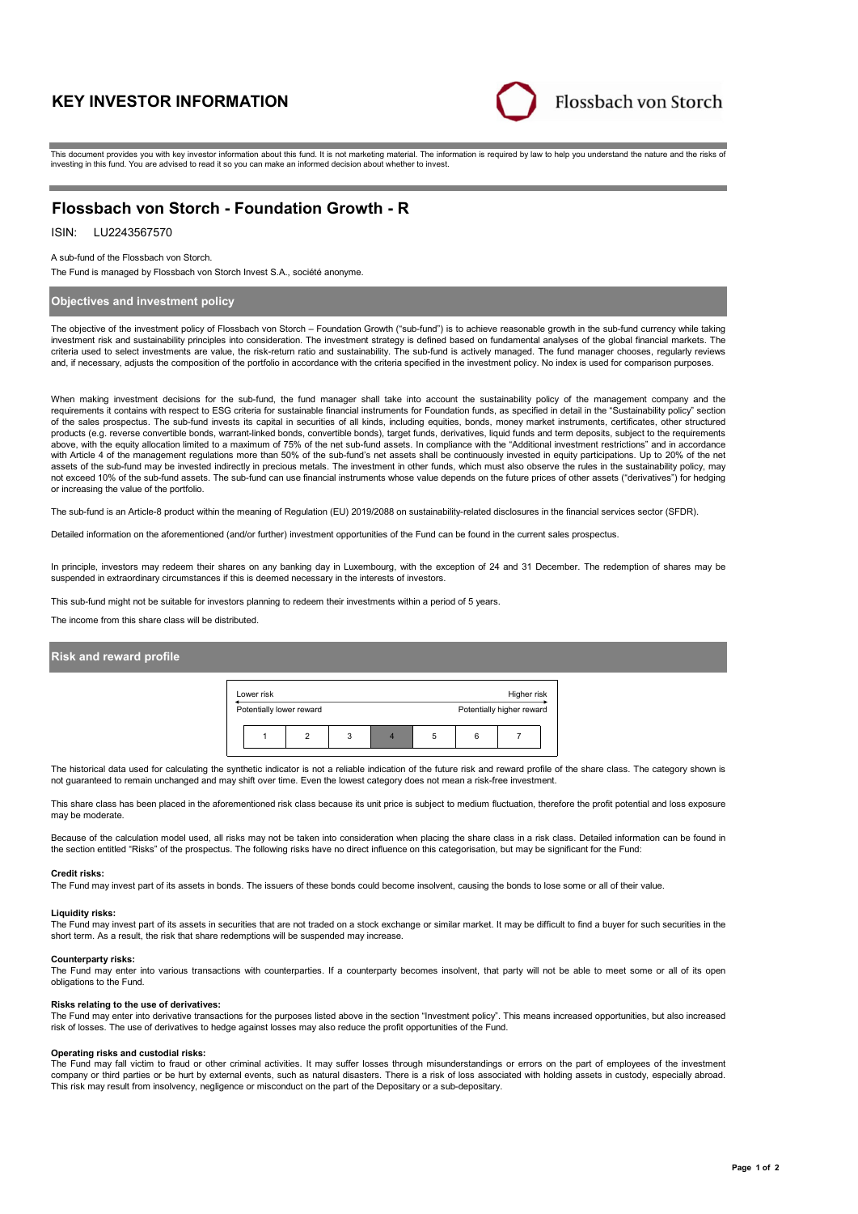# KEY INVESTOR INFORMATION

Flossbach von Storch

This document provides you with key investor information about this fund. It is not marketing material. The information is required by law to help you understand the nature and the risks of investing in this fund. You are advised to read it so you can make an informed decision about whether to invest.

## Flossbach von Storch - Foundation Growth - R

ISIN: LU2243567570

A sub-fund of the Flossbach von Storch.

The Fund is managed by Flossbach von Storch Invest S.A., société anonyme.

### Objectives and investment policy

The objective of the investment policy of Flossbach von Storch – Foundation Growth ("sub-fund") is to achieve reasonable growth in the sub-fund currency while taking investment risk and sustainability principles into consideration. The investment strategy is defined based on fundamental analyses of the global financial markets. The criteria used to select investments are value, the risk-return ratio and sustainability. The sub-fund is actively managed. The fund manager chooses, regularly reviews and, if necessary, adjusts the composition of the portfolio in accordance with the criteria specified in the investment policy. No index is used for comparison purposes.

When making investment decisions for the sub-fund, the fund manager shall take into account the sustainability policy of the management company and the requirements it contains with respect to ESG criteria for sustainable financial instruments for Foundation funds, as specified in detail in the "Sustainability policy" section of the sales prospectus. The sub-fund invests its capital in securities of all kinds, including equities, bonds, money market instruments, certificates, other structured products (e.g. reverse convertible bonds, warrant-linked bonds, convertible bonds), target funds, derivatives, liquid funds and term deposits, subject to the requirements above, with the equity allocation limited to a maximum of 75% of the net sub-fund assets. In compliance with the "Additional investment restrictions" and in accordance with Article 4 of the management regulations more than 50% of the sub-fund's net assets shall be continuously invested in equity participations. Up to 20% of the net assets of the sub-fund may be invested indirectly in precious metals. The investment in other funds, which must also observe the rules in the sustainability policy, may not exceed 10% of the sub-fund assets. The sub-fund can use financial instruments whose value depends on the future prices of other assets ("derivatives") for hedging or increasing the value of the portfolio.

The sub-fund is an Article-8 product within the meaning of Regulation (EU) 2019/2088 on sustainability-related disclosures in the financial services sector (SFDR).

Detailed information on the aforementioned (and/or further) investment opportunities of the Fund can be found in the current sales prospectus.

In principle, investors may redeem their shares on any banking day in Luxembourg, with the exception of 24 and 31 December. The redemption of shares may be suspended in extraordinary circumstances if this is deemed necessary in the interests of investors.

This sub-fund might not be suitable for investors planning to redeem their investments within a period of 5 years.

The income from this share class will be distributed.

### Risk and reward profile

| Lower risk | | | | | | Higher risk |
|---|---|---|---|---|---|---|
| Potentially lower reward | | | | | | Potentially higher reward |
| 1 | 2 | 3 | **4** | 5 | 6 | 7 |

The historical data used for calculating the synthetic indicator is not a reliable indication of the future risk and reward profile of the share class. The category shown is not guaranteed to remain unchanged and may shift over time. Even the lowest category does not mean a risk-free investment.

This share class has been placed in the aforementioned risk class because its unit price is subject to medium fluctuation, therefore the profit potential and loss exposure may be moderate.

Because of the calculation model used, all risks may not be taken into consideration when placing the share class in a risk class. Detailed information can be found in the section entitled "Risks" of the prospectus. The following risks have no direct influence on this categorisation, but may be significant for the Fund:

**Credit risks:**
The Fund may invest part of its assets in bonds. The issuers of these bonds could become insolvent, causing the bonds to lose some or all of their value.

**Liquidity risks:**
The Fund may invest part of its assets in securities that are not traded on a stock exchange or similar market. It may be difficult to find a buyer for such securities in the short term. As a result, the risk that share redemptions will be suspended may increase.

**Counterparty risks:**
The Fund may enter into various transactions with counterparties. If a counterparty becomes insolvent, that party will not be able to meet some or all of its open obligations to the Fund.

**Risks relating to the use of derivatives:**
The Fund may enter into derivative transactions for the purposes listed above in the section "Investment policy". This means increased opportunities, but also increased risk of losses. The use of derivatives to hedge against losses may also reduce the profit opportunities of the Fund.

**Operating risks and custodial risks:**
The Fund may fall victim to fraud or other criminal activities. It may suffer losses through misunderstandings or errors on the part of employees of the investment company or third parties or be hurt by external events, such as natural disasters. There is a risk of loss associated with holding assets in custody, especially abroad. This risk may result from insolvency, negligence or misconduct on the part of the Depositary or a sub-depositary.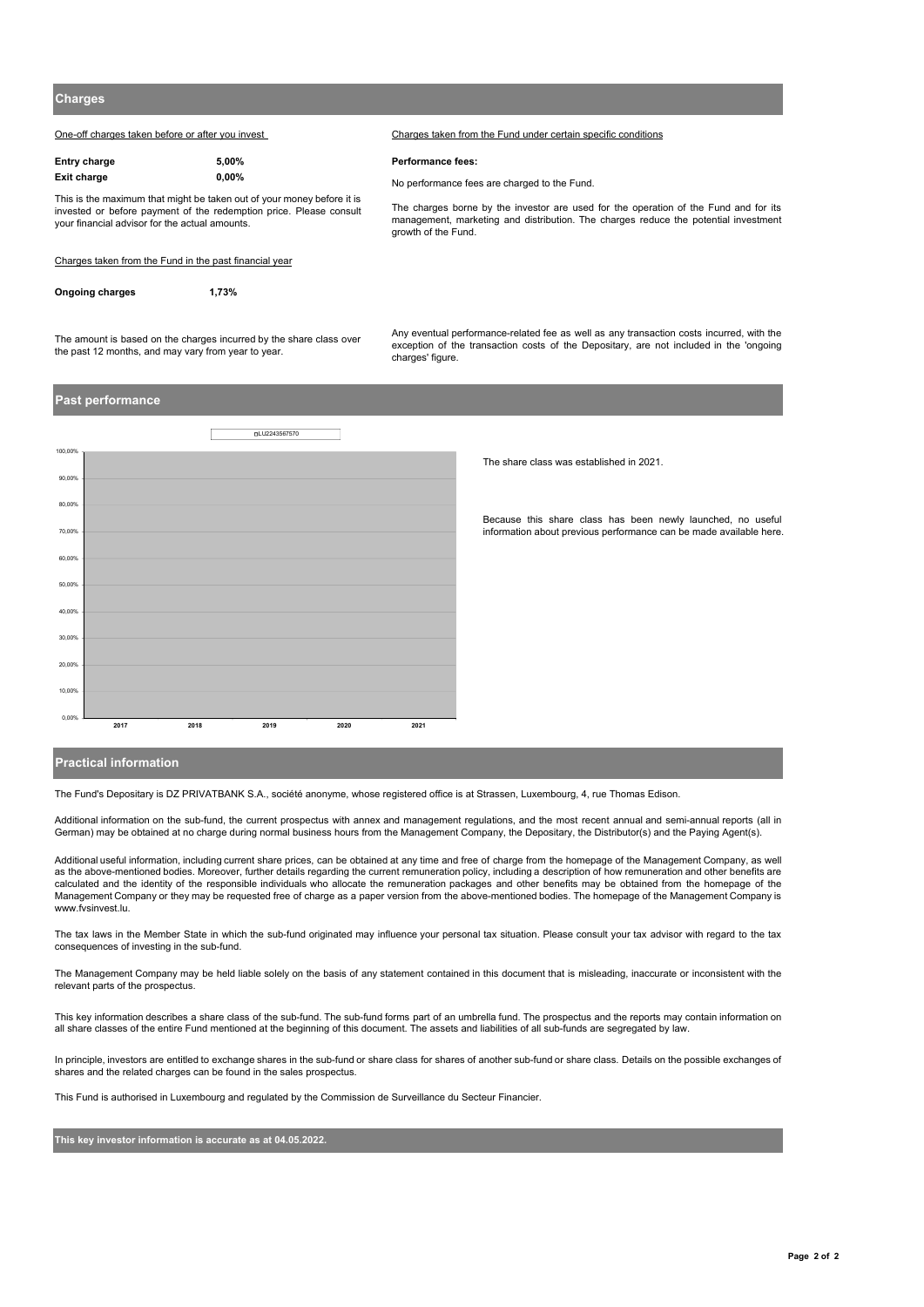## Charges

One-off charges taken before or after you invest

| | |
|---|---|
| **Entry charge** | **5,00%** |
| **Exit charge** | **0,00%** |

This is the maximum that might be taken out of your money before it is invested or before payment of the redemption price. Please consult your financial advisor for the actual amounts.

Charges taken from the Fund in the past financial year

| | |
|---|---|
| **Ongoing charges** | **1,73%** |

The amount is based on the charges incurred by the share class over the past 12 months, and may vary from year to year.

Charges taken from the Fund under certain specific conditions

**Performance fees:**

No performance fees are charged to the Fund.

The charges borne by the investor are used for the operation of the Fund and for its management, marketing and distribution. The charges reduce the potential investment growth of the Fund.

Any eventual performance-related fee as well as any transaction costs incurred, with the exception of the transaction costs of the Depositary, are not included in the 'ongoing charges' figure.

## Past performance

LU2243567570

100,00%
90,00%
80,00%
70,00%
60,00%
50,00%
40,00%
30,00%
20,00%
10,00%
0,00%

2017
2018
2019
2020
2021

The share class was established in 2021.

Because this share class has been newly launched, no useful information about previous performance can be made available here.

## Practical information

The Fund's Depositary is DZ PRIVATBANK S.A., société anonyme, whose registered office is at Strassen, Luxembourg, 4, rue Thomas Edison.

Additional information on the sub-fund, the current prospectus with annex and management regulations, and the most recent annual and semi-annual reports (all in German) may be obtained at no charge during normal business hours from the Management Company, the Depositary, the Distributor(s) and the Paying Agent(s).

Additional useful information, including current share prices, can be obtained at any time and free of charge from the homepage of the Management Company, as well as the above-mentioned bodies. Moreover, further details regarding the current remuneration policy, including a description of how remuneration and other benefits are calculated and the identity of the responsible individuals who allocate the remuneration packages and other benefits may be obtained from the homepage of the Management Company or they may be requested free of charge as a paper version from the above-mentioned bodies. The homepage of the Management Company is www.fvsinvest.lu.

The tax laws in the Member State in which the sub-fund originated may influence your personal tax situation. Please consult your tax advisor with regard to the tax consequences of investing in the sub-fund.

The Management Company may be held liable solely on the basis of any statement contained in this document that is misleading, inaccurate or inconsistent with the relevant parts of the prospectus.

This key information describes a share class of the sub-fund. The sub-fund forms part of an umbrella fund. The prospectus and the reports may contain information on all share classes of the entire Fund mentioned at the beginning of this document. The assets and liabilities of all sub-funds are segregated by law.

In principle, investors are entitled to exchange shares in the sub-fund or share class for shares of another sub-fund or share class. Details on the possible exchanges of shares and the related charges can be found in the sales prospectus.

This Fund is authorised in Luxembourg and regulated by the Commission de Surveillance du Secteur Financier.

**This key investor information is accurate as at 04.05.2022.**